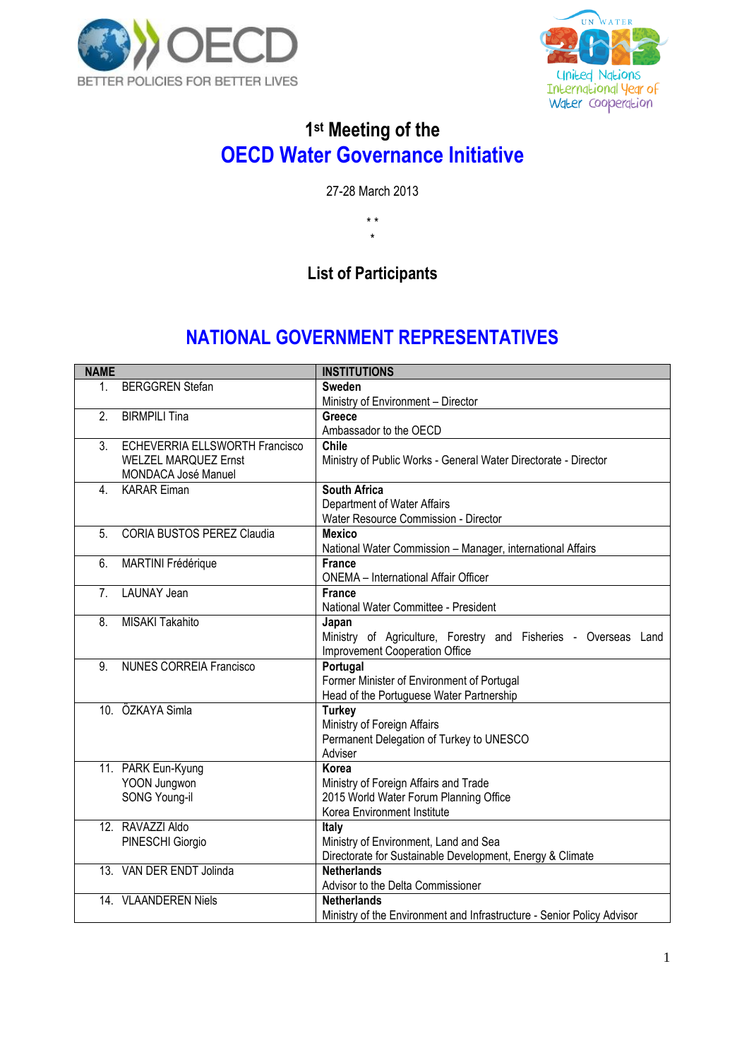# 1st Meeting of the

# OECD Water Governance Initiative

27-28 March 2013

\* \*
\*

## List of Participants

## NATIONAL GOVERNMENT REPRESENTATIVES

| NAME | INSTITUTIONS |
|---|---|
| 1. BERGGREN Stefan | **Sweden**<br>Ministry of Environment – Director |
| 2. BIRMPILI Tina | **Greece**<br>Ambassador to the OECD |
| 3. ECHEVERRIA ELLSWORTH Francisco<br>WELZEL MARQUEZ Ernst<br>MONDACA José Manuel | **Chile**<br>Ministry of Public Works - General Water Directorate - Director |
| 4. KARAR Eiman | **South Africa**<br>Department of Water Affairs<br>Water Resource Commission - Director |
| 5. CORIA BUSTOS PEREZ Claudia | **Mexico**<br>National Water Commission – Manager, international Affairs |
| 6. MARTINI Frédérique | **France**<br>ONEMA – International Affair Officer |
| 7. LAUNAY Jean | **France**<br>National Water Committee - President |
| 8. MISAKI Takahito | **Japan**<br>Ministry of Agriculture, Forestry and Fisheries - Overseas Land Improvement Cooperation Office |
| 9. NUNES CORREIA Francisco | **Portugal**<br>Former Minister of Environment of Portugal<br>Head of the Portuguese Water Partnership |
| 10. ÖZKAYA Simla | **Turkey**<br>Ministry of Foreign Affairs<br>Permanent Delegation of Turkey to UNESCO<br>Adviser |
| 11. PARK Eun-Kyung<br>YOON Jungwon<br>SONG Young-il | **Korea**<br>Ministry of Foreign Affairs and Trade<br>2015 World Water Forum Planning Office<br>Korea Environment Institute |
| 12. RAVAZZI Aldo<br>PINESCHI Giorgio | **Italy**<br>Ministry of Environment, Land and Sea<br>Directorate for Sustainable Development, Energy & Climate |
| 13. VAN DER ENDT Jolinda | **Netherlands**<br>Advisor to the Delta Commissioner |
| 14. VLAANDEREN Niels | **Netherlands**<br>Ministry of the Environment and Infrastructure - Senior Policy Advisor |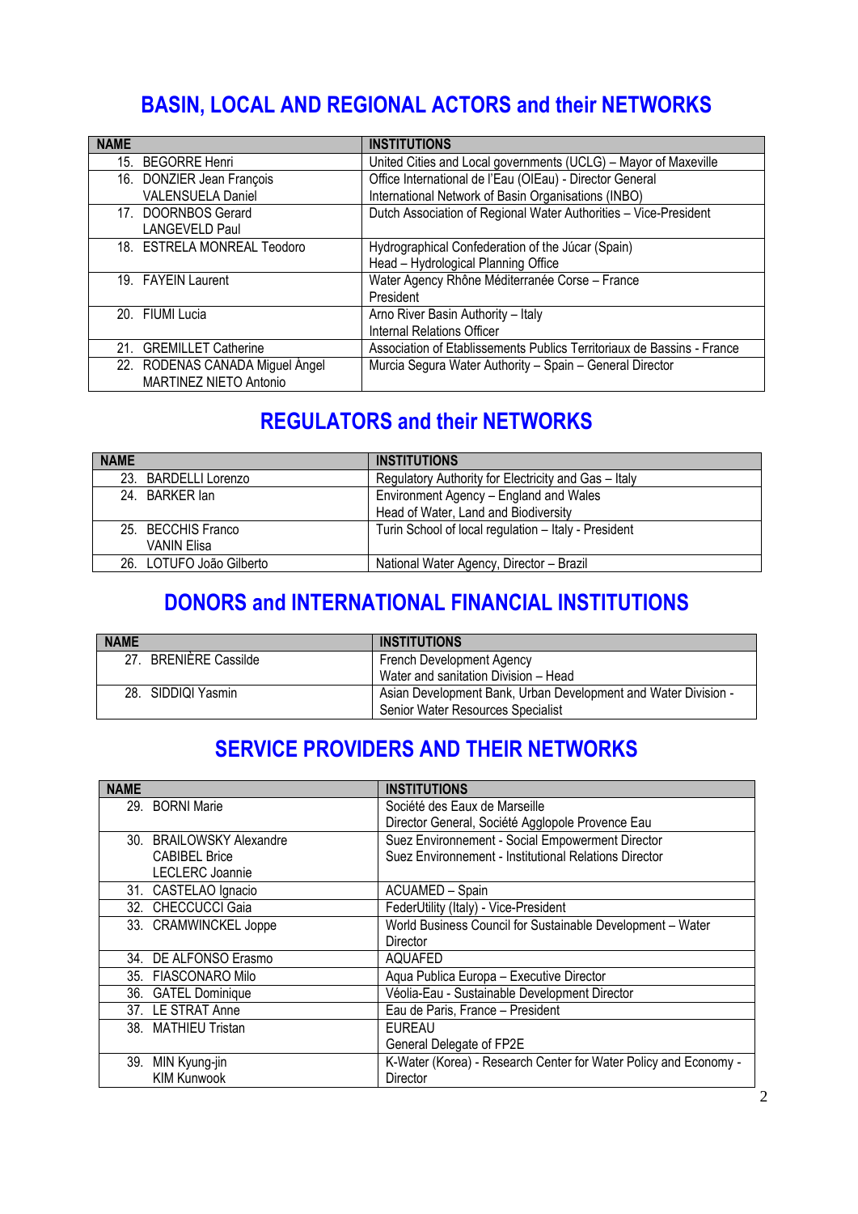## BASIN, LOCAL AND REGIONAL ACTORS and their NETWORKS

| NAME | INSTITUTIONS |
|---|---|
| 15. BEGORRE Henri | United Cities and Local governments (UCLG) – Mayor of Maxeville |
| 16. DONZIER Jean François<br>VALENSUELA Daniel | Office International de l'Eau (OIEau) - Director General<br>International Network of Basin Organisations (INBO) |
| 17. DOORNBOS Gerard<br>LANGEVELD Paul | Dutch Association of Regional Water Authorities – Vice-President |
| 18. ESTRELA MONREAL Teodoro | Hydrographical Confederation of the Júcar (Spain)<br>Head – Hydrological Planning Office |
| 19. FAYEIN Laurent | Water Agency Rhône Méditerranée Corse – France<br>President |
| 20. FIUMI Lucia | Arno River Basin Authority – Italy<br>Internal Relations Officer |
| 21. GREMILLET Catherine | Association of Etablissements Publics Territoriaux de Bassins - France |
| 22. RODENAS CANADA Miguel Àngel<br>MARTINEZ NIETO Antonio | Murcia Segura Water Authority – Spain – General Director |

## REGULATORS and their NETWORKS

| NAME | INSTITUTIONS |
|---|---|
| 23. BARDELLI Lorenzo | Regulatory Authority for Electricity and Gas – Italy |
| 24. BARKER Ian | Environment Agency – England and Wales<br>Head of Water, Land and Biodiversity |
| 25. BECCHIS Franco<br>VANIN Elisa | Turin School of local regulation – Italy - President |
| 26. LOTUFO João Gilberto | National Water Agency, Director – Brazil |

## DONORS and INTERNATIONAL FINANCIAL INSTITUTIONS

| NAME | INSTITUTIONS |
|---|---|
| 27. BRENIÈRE Cassilde | French Development Agency<br>Water and sanitation Division – Head |
| 28. SIDDIQI Yasmin | Asian Development Bank, Urban Development and Water Division - Senior Water Resources Specialist |

## SERVICE PROVIDERS AND THEIR NETWORKS

| NAME | INSTITUTIONS |
|---|---|
| 29. BORNI Marie | Société des Eaux de Marseille<br>Director General, Société Agglopole Provence Eau |
| 30. BRAILOWSKY Alexandre<br>CABIBEL Brice<br>LECLERC Joannie | Suez Environnement - Social Empowerment Director<br>Suez Environnement - Institutional Relations Director |
| 31. CASTELAO Ignacio | ACUAMED – Spain |
| 32. CHECCUCCI Gaia | FederUtility (Italy) - Vice-President |
| 33. CRAMWINCKEL Joppe | World Business Council for Sustainable Development – Water Director |
| 34. DE ALFONSO Erasmo | AQUAFED |
| 35. FIASCONARO Milo | Aqua Publica Europa – Executive Director |
| 36. GATEL Dominique | Véolia-Eau - Sustainable Development Director |
| 37. LE STRAT Anne | Eau de Paris, France – President |
| 38. MATHIEU Tristan | EUREAU<br>General Delegate of FP2E |
| 39. MIN Kyung-jin<br>KIM Kunwook | K-Water (Korea) - Research Center for Water Policy and Economy - Director |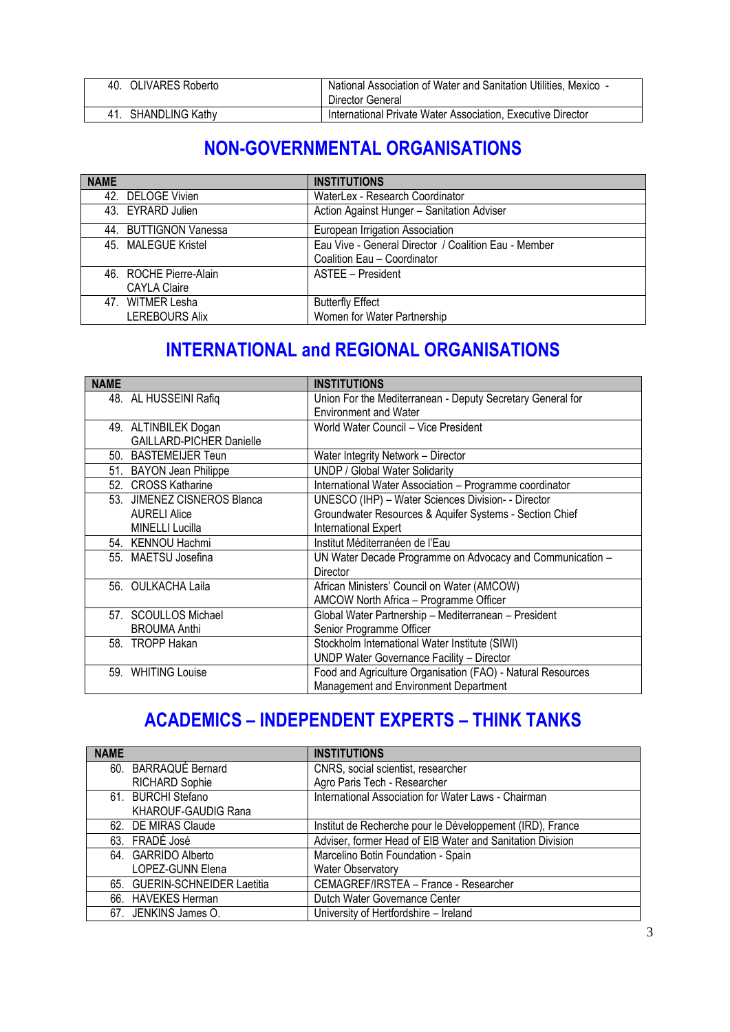| | |
|---|---|
| 40. OLIVARES Roberto | National Association of Water and Sanitation Utilities, Mexico - Director General |
| 41. SHANDLING Kathy | International Private Water Association, Executive Director |

## NON-GOVERNMENTAL ORGANISATIONS

| NAME | INSTITUTIONS |
|---|---|
| 42. DELOGE Vivien | WaterLex - Research Coordinator |
| 43. EYRARD Julien | Action Against Hunger – Sanitation Adviser |
| 44. BUTTIGNON Vanessa | European Irrigation Association |
| 45. MALEGUE Kristel | Eau Vive - General Director / Coalition Eau - Member<br>Coalition Eau – Coordinator |
| 46. ROCHE Pierre-Alain<br>CAYLA Claire | ASTEE – President |
| 47. WITMER Lesha<br>LEREBOURS Alix | Butterfly Effect<br>Women for Water Partnership |

## INTERNATIONAL and REGIONAL ORGANISATIONS

| NAME | INSTITUTIONS |
|---|---|
| 48. AL HUSSEINI Rafiq | Union For the Mediterranean - Deputy Secretary General for Environment and Water |
| 49. ALTINBILEK Dogan<br>GAILLARD-PICHER Danielle | World Water Council – Vice President |
| 50. BASTEMEIJER Teun | Water Integrity Network – Director |
| 51. BAYON Jean Philippe | UNDP / Global Water Solidarity |
| 52. CROSS Katharine | International Water Association – Programme coordinator |
| 53. JIMENEZ CISNEROS Blanca<br>AURELI Alice<br>MINELLI Lucilla | UNESCO (IHP) – Water Sciences Division- - Director<br>Groundwater Resources & Aquifer Systems - Section Chief<br>International Expert |
| 54. KENNOU Hachmi | Institut Méditerranéen de l'Eau |
| 55. MAETSU Josefina | UN Water Decade Programme on Advocacy and Communication – Director |
| 56. OULKACHA Laila | African Ministers' Council on Water (AMCOW)<br>AMCOW North Africa – Programme Officer |
| 57. SCOULLOS Michael<br>BROUMA Anthi | Global Water Partnership – Mediterranean – President<br>Senior Programme Officer |
| 58. TROPP Hakan | Stockholm International Water Institute (SIWI)<br>UNDP Water Governance Facility – Director |
| 59. WHITING Louise | Food and Agriculture Organisation (FAO) - Natural Resources Management and Environment Department |

## ACADEMICS – INDEPENDENT EXPERTS – THINK TANKS

| NAME | INSTITUTIONS |
|---|---|
| 60. BARRAQUÉ Bernard<br>RICHARD Sophie | CNRS, social scientist, researcher<br>Agro Paris Tech - Researcher |
| 61. BURCHI Stefano<br>KHAROUF-GAUDIG Rana | International Association for Water Laws - Chairman |
| 62. DE MIRAS Claude | Institut de Recherche pour le Développement (IRD), France |
| 63. FRADÉ José | Adviser, former Head of EIB Water and Sanitation Division |
| 64. GARRIDO Alberto<br>LOPEZ-GUNN Elena | Marcelino Botin Foundation - Spain<br>Water Observatory |
| 65. GUERIN-SCHNEIDER Laetitia | CEMAGREF/IRSTEA – France - Researcher |
| 66. HAVEKES Herman | Dutch Water Governance Center |
| 67. JENKINS James O. | University of Hertfordshire – Ireland |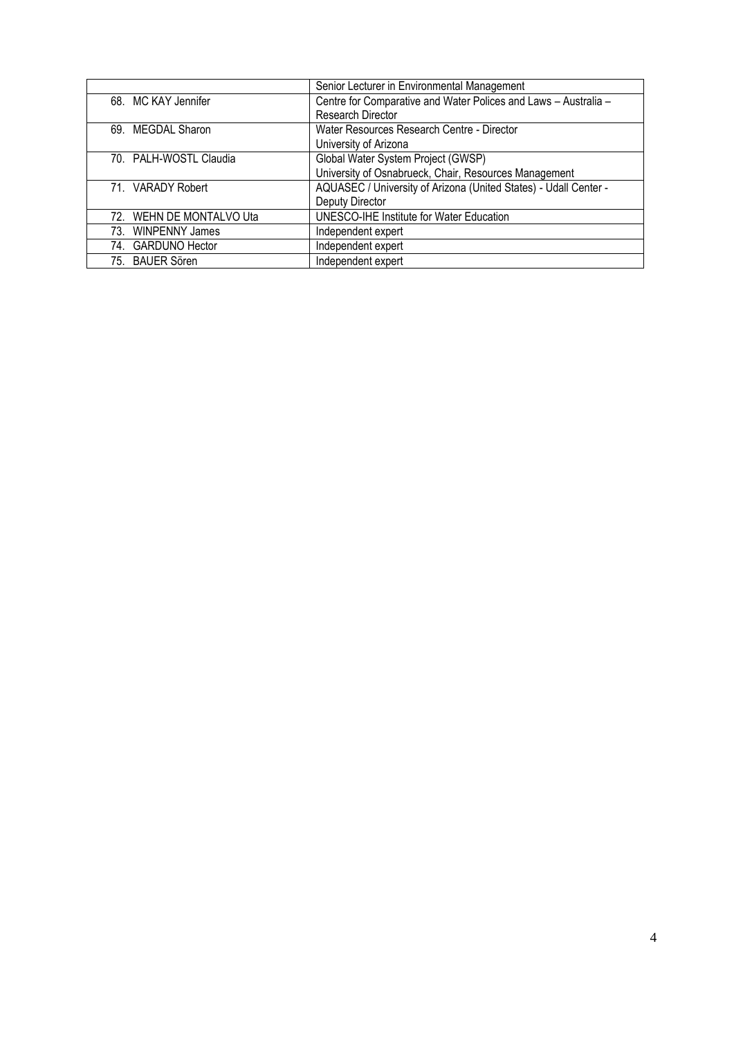| | |
|---|---|
| | Senior Lecturer in Environmental Management |
| 68. MC KAY Jennifer | Centre for Comparative and Water Polices and Laws – Australia – Research Director |
| 69. MEGDAL Sharon | Water Resources Research Centre - Director University of Arizona |
| 70. PALH-WOSTL Claudia | Global Water System Project (GWSP) University of Osnabrueck, Chair, Resources Management |
| 71. VARADY Robert | AQUASEC / University of Arizona (United States) - Udall Center - Deputy Director |
| 72. WEHN DE MONTALVO Uta | UNESCO-IHE Institute for Water Education |
| 73. WINPENNY James | Independent expert |
| 74. GARDUNO Hector | Independent expert |
| 75. BAUER Sören | Independent expert |